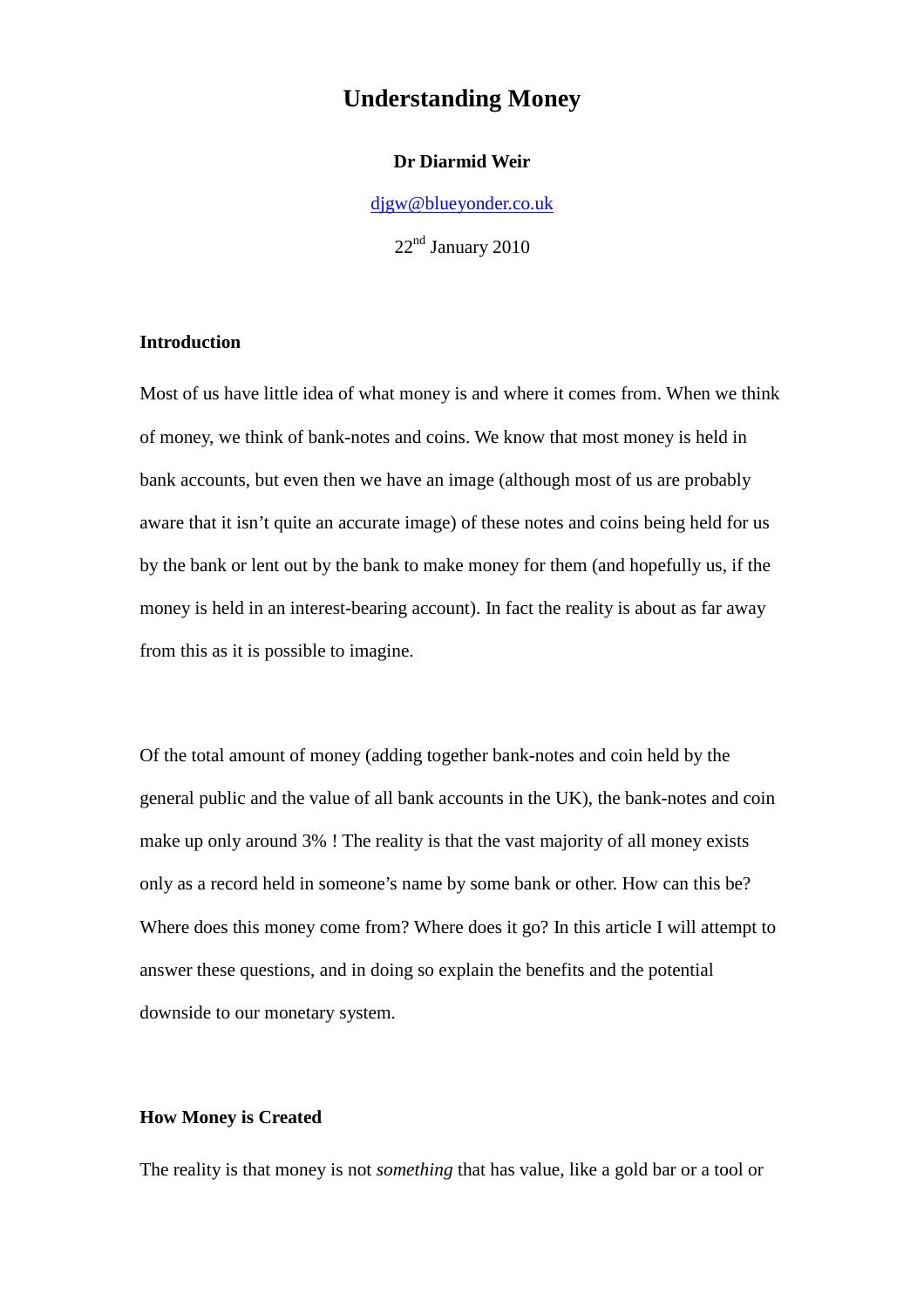# Understanding Money

**Dr Diarmid Weir**

djgw@blueyonder.co.uk

22nd January 2010

## Introduction

Most of us have little idea of what money is and where it comes from. When we think of money, we think of bank-notes and coins. We know that most money is held in bank accounts, but even then we have an image (although most of us are probably aware that it isn't quite an accurate image) of these notes and coins being held for us by the bank or lent out by the bank to make money for them (and hopefully us, if the money is held in an interest-bearing account). In fact the reality is about as far away from this as it is possible to imagine.

Of the total amount of money (adding together bank-notes and coin held by the general public and the value of all bank accounts in the UK), the bank-notes and coin make up only around 3% ! The reality is that the vast majority of all money exists only as a record held in someone's name by some bank or other. How can this be? Where does this money come from? Where does it go? In this article I will attempt to answer these questions, and in doing so explain the benefits and the potential downside to our monetary system.

## How Money is Created

The reality is that money is not *something* that has value, like a gold bar or a tool or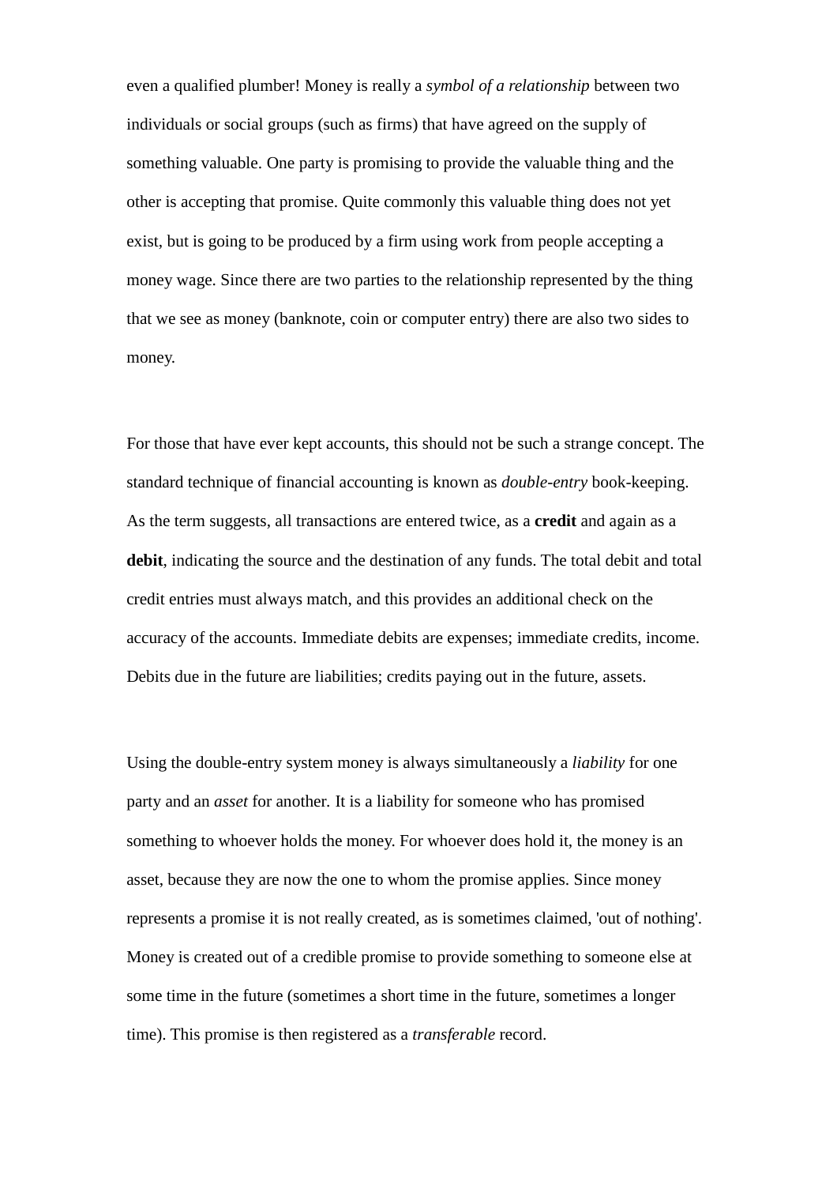even a qualified plumber! Money is really a *symbol of a relationship* between two individuals or social groups (such as firms) that have agreed on the supply of something valuable. One party is promising to provide the valuable thing and the other is accepting that promise. Quite commonly this valuable thing does not yet exist, but is going to be produced by a firm using work from people accepting a money wage. Since there are two parties to the relationship represented by the thing that we see as money (banknote, coin or computer entry) there are also two sides to money.

For those that have ever kept accounts, this should not be such a strange concept. The standard technique of financial accounting is known as *double-entry* book-keeping. As the term suggests, all transactions are entered twice, as a **credit** and again as a **debit**, indicating the source and the destination of any funds. The total debit and total credit entries must always match, and this provides an additional check on the accuracy of the accounts. Immediate debits are expenses; immediate credits, income. Debits due in the future are liabilities; credits paying out in the future, assets.

Using the double-entry system money is always simultaneously a *liability* for one party and an *asset* for another. It is a liability for someone who has promised something to whoever holds the money. For whoever does hold it, the money is an asset, because they are now the one to whom the promise applies. Since money represents a promise it is not really created, as is sometimes claimed, 'out of nothing'. Money is created out of a credible promise to provide something to someone else at some time in the future (sometimes a short time in the future, sometimes a longer time). This promise is then registered as a *transferable* record.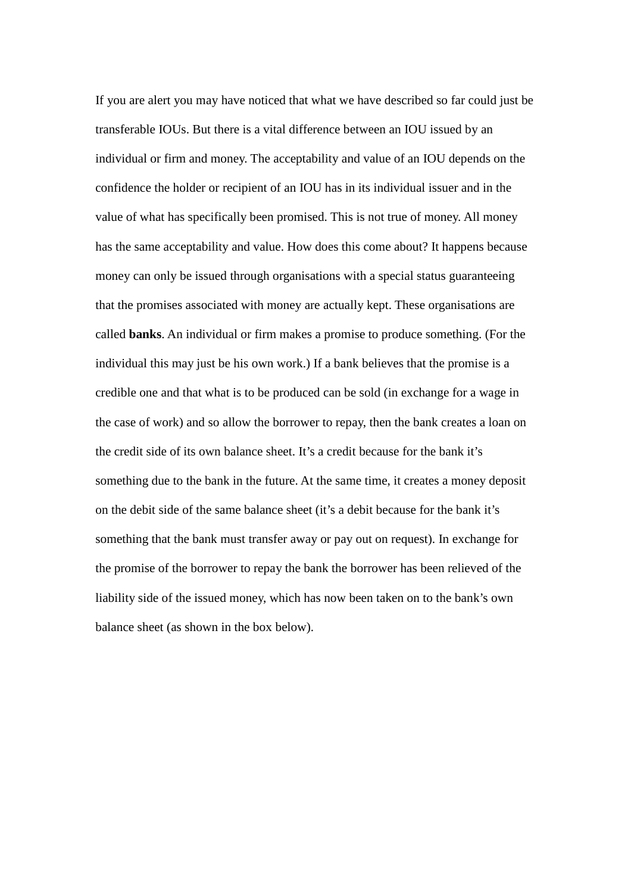If you are alert you may have noticed that what we have described so far could just be transferable IOUs. But there is a vital difference between an IOU issued by an individual or firm and money. The acceptability and value of an IOU depends on the confidence the holder or recipient of an IOU has in its individual issuer and in the value of what has specifically been promised. This is not true of money. All money has the same acceptability and value. How does this come about? It happens because money can only be issued through organisations with a special status guaranteeing that the promises associated with money are actually kept. These organisations are called **banks**. An individual or firm makes a promise to produce something. (For the individual this may just be his own work.) If a bank believes that the promise is a credible one and that what is to be produced can be sold (in exchange for a wage in the case of work) and so allow the borrower to repay, then the bank creates a loan on the credit side of its own balance sheet. It's a credit because for the bank it's something due to the bank in the future. At the same time, it creates a money deposit on the debit side of the same balance sheet (it's a debit because for the bank it's something that the bank must transfer away or pay out on request). In exchange for the promise of the borrower to repay the bank the borrower has been relieved of the liability side of the issued money, which has now been taken on to the bank's own balance sheet (as shown in the box below).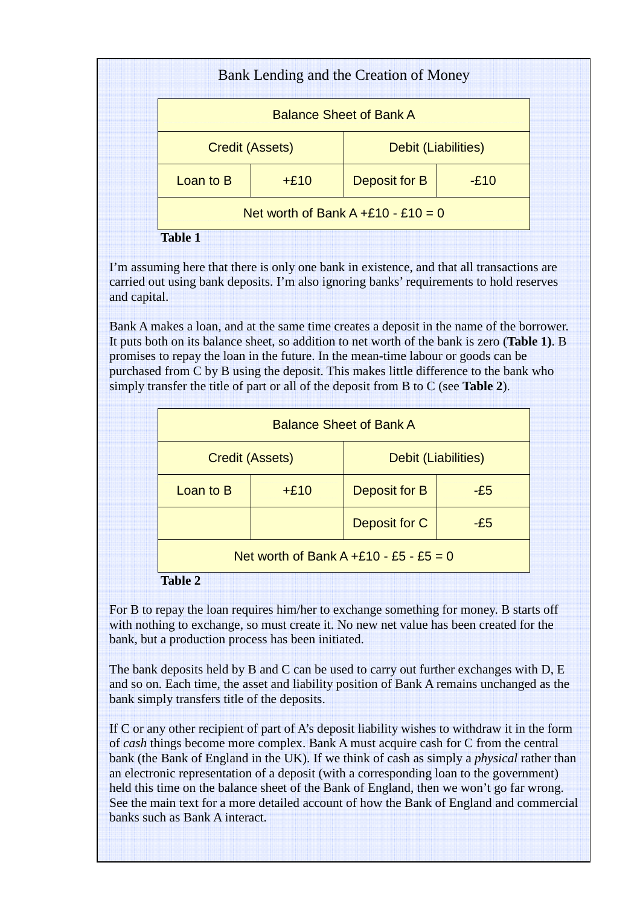## Bank Lending and the Creation of Money

| Balance Sheet of Bank A | | | |
|---|---|---|---|
| Credit (Assets) | | Debit (Liabilities) | |
| Loan to B | +£10 | Deposit for B | -£10 |
| Net worth of Bank A +£10 - £10 = 0 | | | |

**Table 1**

I'm assuming here that there is only one bank in existence, and that all transactions are carried out using bank deposits. I'm also ignoring banks' requirements to hold reserves and capital.

Bank A makes a loan, and at the same time creates a deposit in the name of the borrower. It puts both on its balance sheet, so addition to net worth of the bank is zero (**Table 1)**. B promises to repay the loan in the future. In the mean-time labour or goods can be purchased from C by B using the deposit. This makes little difference to the bank who simply transfer the title of part or all of the deposit from B to C (see **Table 2**).

| Balance Sheet of Bank A | | | |
|---|---|---|---|
| Credit (Assets) | | Debit (Liabilities) | |
| Loan to B | +£10 | Deposit for B | -£5 |
| | | Deposit for C | -£5 |
| Net worth of Bank A +£10 - £5 - £5 = 0 | | | |

**Table 2**

For B to repay the loan requires him/her to exchange something for money. B starts off with nothing to exchange, so must create it. No new net value has been created for the bank, but a production process has been initiated.

The bank deposits held by B and C can be used to carry out further exchanges with D, E and so on. Each time, the asset and liability position of Bank A remains unchanged as the bank simply transfers title of the deposits.

If C or any other recipient of part of A's deposit liability wishes to withdraw it in the form of *cash* things become more complex. Bank A must acquire cash for C from the central bank (the Bank of England in the UK). If we think of cash as simply a *physical* rather than an electronic representation of a deposit (with a corresponding loan to the government) held this time on the balance sheet of the Bank of England, then we won't go far wrong. See the main text for a more detailed account of how the Bank of England and commercial banks such as Bank A interact.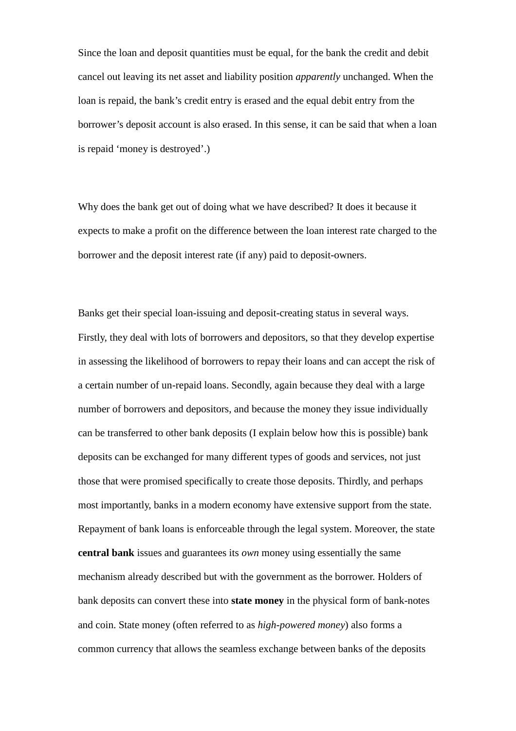Since the loan and deposit quantities must be equal, for the bank the credit and debit cancel out leaving its net asset and liability position *apparently* unchanged. When the loan is repaid, the bank's credit entry is erased and the equal debit entry from the borrower's deposit account is also erased. In this sense, it can be said that when a loan is repaid 'money is destroyed'.)

Why does the bank get out of doing what we have described? It does it because it expects to make a profit on the difference between the loan interest rate charged to the borrower and the deposit interest rate (if any) paid to deposit-owners.

Banks get their special loan-issuing and deposit-creating status in several ways. Firstly, they deal with lots of borrowers and depositors, so that they develop expertise in assessing the likelihood of borrowers to repay their loans and can accept the risk of a certain number of un-repaid loans. Secondly, again because they deal with a large number of borrowers and depositors, and because the money they issue individually can be transferred to other bank deposits (I explain below how this is possible) bank deposits can be exchanged for many different types of goods and services, not just those that were promised specifically to create those deposits. Thirdly, and perhaps most importantly, banks in a modern economy have extensive support from the state. Repayment of bank loans is enforceable through the legal system. Moreover, the state **central bank** issues and guarantees its *own* money using essentially the same mechanism already described but with the government as the borrower. Holders of bank deposits can convert these into **state money** in the physical form of bank-notes and coin. State money (often referred to as *high-powered money*) also forms a common currency that allows the seamless exchange between banks of the deposits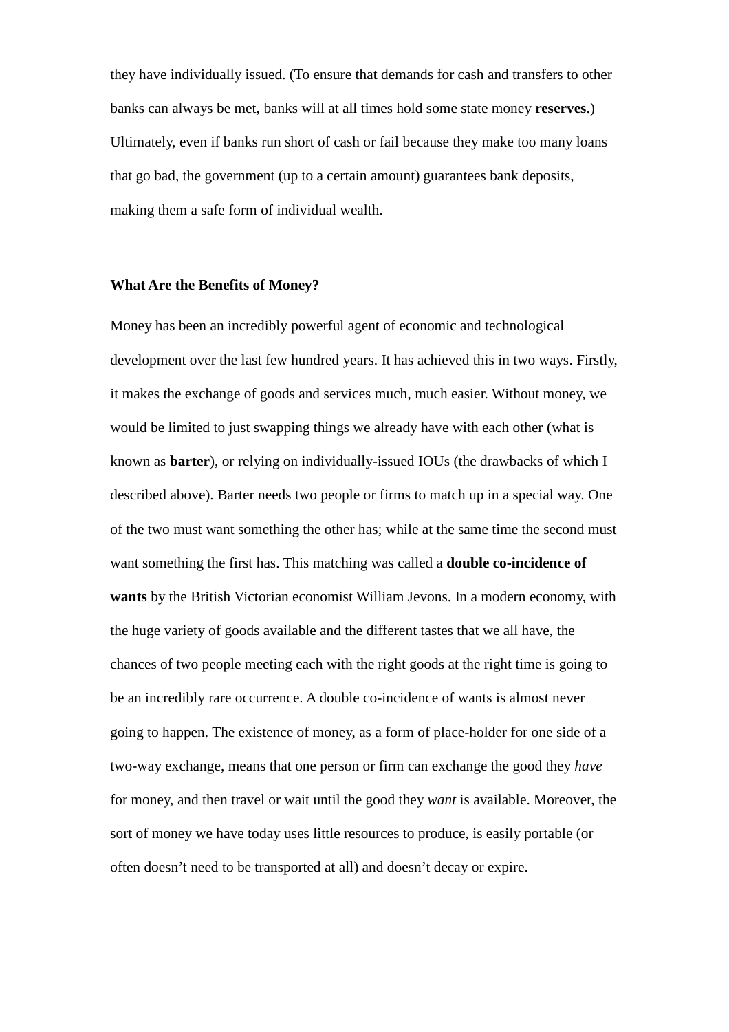they have individually issued. (To ensure that demands for cash and transfers to other banks can always be met, banks will at all times hold some state money **reserves**.) Ultimately, even if banks run short of cash or fail because they make too many loans that go bad, the government (up to a certain amount) guarantees bank deposits, making them a safe form of individual wealth.

**What Are the Benefits of Money?**

Money has been an incredibly powerful agent of economic and technological development over the last few hundred years. It has achieved this in two ways. Firstly, it makes the exchange of goods and services much, much easier. Without money, we would be limited to just swapping things we already have with each other (what is known as **barter**), or relying on individually-issued IOUs (the drawbacks of which I described above). Barter needs two people or firms to match up in a special way. One of the two must want something the other has; while at the same time the second must want something the first has. This matching was called a **double co-incidence of wants** by the British Victorian economist William Jevons. In a modern economy, with the huge variety of goods available and the different tastes that we all have, the chances of two people meeting each with the right goods at the right time is going to be an incredibly rare occurrence. A double co-incidence of wants is almost never going to happen. The existence of money, as a form of place-holder for one side of a two-way exchange, means that one person or firm can exchange the good they *have* for money, and then travel or wait until the good they *want* is available. Moreover, the sort of money we have today uses little resources to produce, is easily portable (or often doesn't need to be transported at all) and doesn't decay or expire.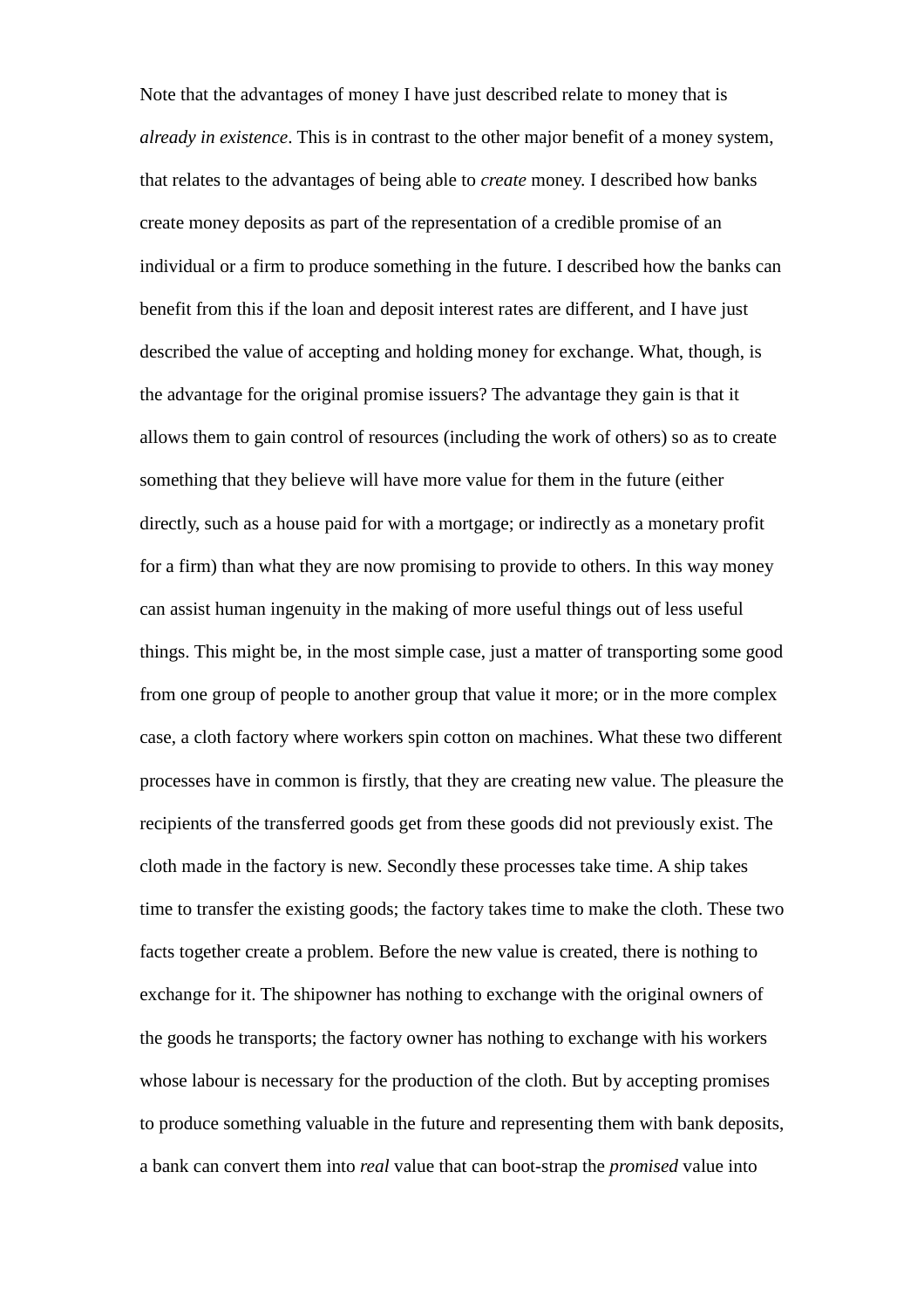Note that the advantages of money I have just described relate to money that is *already in existence*. This is in contrast to the other major benefit of a money system, that relates to the advantages of being able to *create* money. I described how banks create money deposits as part of the representation of a credible promise of an individual or a firm to produce something in the future. I described how the banks can benefit from this if the loan and deposit interest rates are different, and I have just described the value of accepting and holding money for exchange. What, though, is the advantage for the original promise issuers? The advantage they gain is that it allows them to gain control of resources (including the work of others) so as to create something that they believe will have more value for them in the future (either directly, such as a house paid for with a mortgage; or indirectly as a monetary profit for a firm) than what they are now promising to provide to others. In this way money can assist human ingenuity in the making of more useful things out of less useful things. This might be, in the most simple case, just a matter of transporting some good from one group of people to another group that value it more; or in the more complex case, a cloth factory where workers spin cotton on machines. What these two different processes have in common is firstly, that they are creating new value. The pleasure the recipients of the transferred goods get from these goods did not previously exist. The cloth made in the factory is new. Secondly these processes take time. A ship takes time to transfer the existing goods; the factory takes time to make the cloth. These two facts together create a problem. Before the new value is created, there is nothing to exchange for it. The shipowner has nothing to exchange with the original owners of the goods he transports; the factory owner has nothing to exchange with his workers whose labour is necessary for the production of the cloth. But by accepting promises to produce something valuable in the future and representing them with bank deposits, a bank can convert them into *real* value that can boot-strap the *promised* value into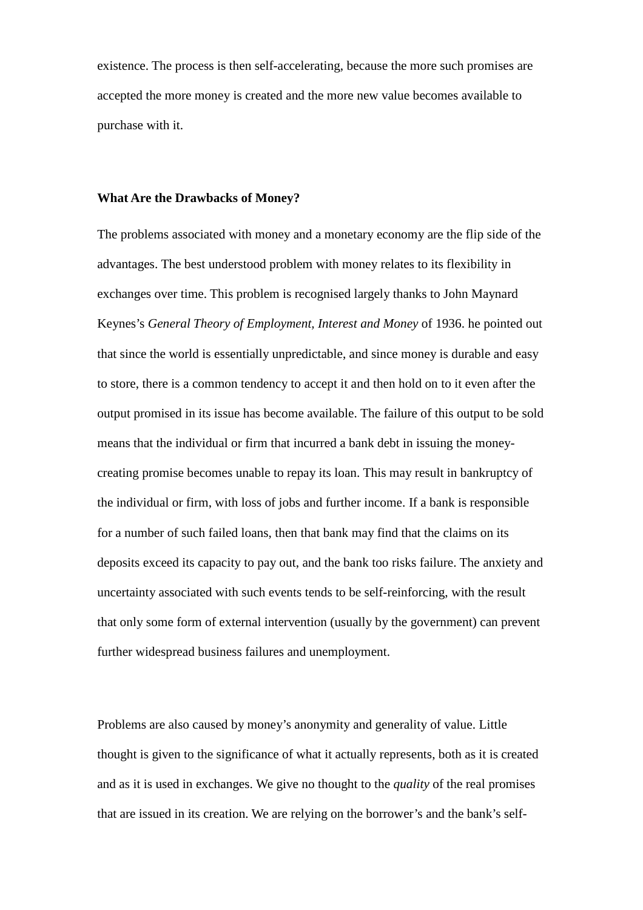existence. The process is then self-accelerating, because the more such promises are accepted the more money is created and the more new value becomes available to purchase with it.

**What Are the Drawbacks of Money?**

The problems associated with money and a monetary economy are the flip side of the advantages. The best understood problem with money relates to its flexibility in exchanges over time. This problem is recognised largely thanks to John Maynard Keynes's *General Theory of Employment, Interest and Money* of 1936. he pointed out that since the world is essentially unpredictable, and since money is durable and easy to store, there is a common tendency to accept it and then hold on to it even after the output promised in its issue has become available. The failure of this output to be sold means that the individual or firm that incurred a bank debt in issuing the money-creating promise becomes unable to repay its loan. This may result in bankruptcy of the individual or firm, with loss of jobs and further income. If a bank is responsible for a number of such failed loans, then that bank may find that the claims on its deposits exceed its capacity to pay out, and the bank too risks failure. The anxiety and uncertainty associated with such events tends to be self-reinforcing, with the result that only some form of external intervention (usually by the government) can prevent further widespread business failures and unemployment.

Problems are also caused by money's anonymity and generality of value. Little thought is given to the significance of what it actually represents, both as it is created and as it is used in exchanges. We give no thought to the *quality* of the real promises that are issued in its creation. We are relying on the borrower's and the bank's self-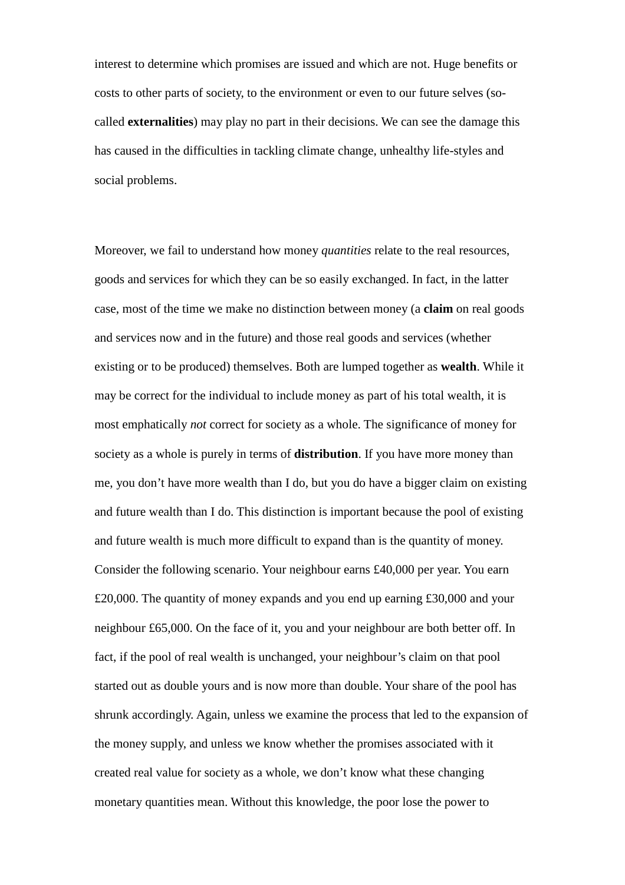interest to determine which promises are issued and which are not. Huge benefits or costs to other parts of society, to the environment or even to our future selves (so-called **externalities**) may play no part in their decisions. We can see the damage this has caused in the difficulties in tackling climate change, unhealthy life-styles and social problems.

Moreover, we fail to understand how money *quantities* relate to the real resources, goods and services for which they can be so easily exchanged. In fact, in the latter case, most of the time we make no distinction between money (a **claim** on real goods and services now and in the future) and those real goods and services (whether existing or to be produced) themselves. Both are lumped together as **wealth**. While it may be correct for the individual to include money as part of his total wealth, it is most emphatically *not* correct for society as a whole. The significance of money for society as a whole is purely in terms of **distribution**. If you have more money than me, you don't have more wealth than I do, but you do have a bigger claim on existing and future wealth than I do. This distinction is important because the pool of existing and future wealth is much more difficult to expand than is the quantity of money. Consider the following scenario. Your neighbour earns £40,000 per year. You earn £20,000. The quantity of money expands and you end up earning £30,000 and your neighbour £65,000. On the face of it, you and your neighbour are both better off. In fact, if the pool of real wealth is unchanged, your neighbour's claim on that pool started out as double yours and is now more than double. Your share of the pool has shrunk accordingly. Again, unless we examine the process that led to the expansion of the money supply, and unless we know whether the promises associated with it created real value for society as a whole, we don't know what these changing monetary quantities mean. Without this knowledge, the poor lose the power to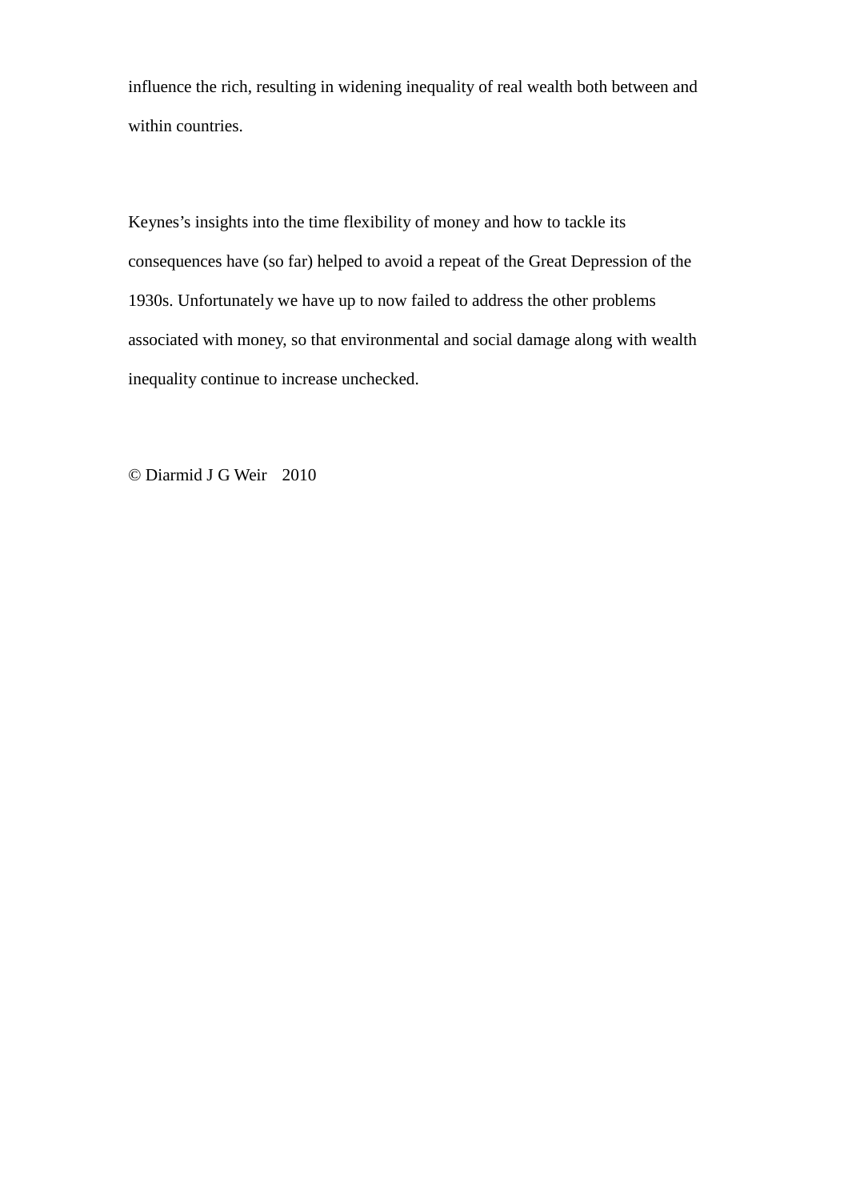influence the rich, resulting in widening inequality of real wealth both between and within countries.

Keynes's insights into the time flexibility of money and how to tackle its consequences have (so far) helped to avoid a repeat of the Great Depression of the 1930s. Unfortunately we have up to now failed to address the other problems associated with money, so that environmental and social damage along with wealth inequality continue to increase unchecked.

© Diarmid J G Weir 2010